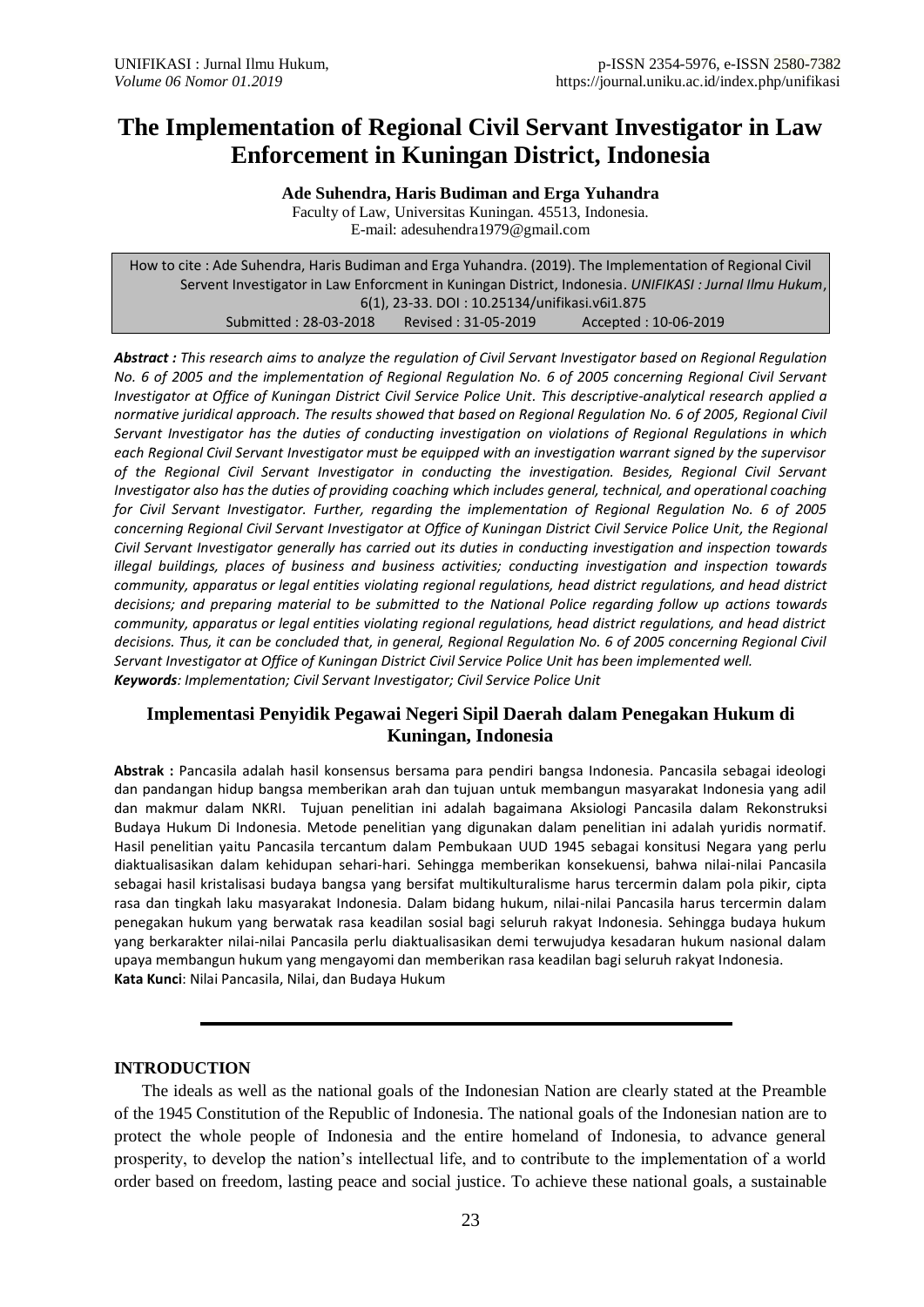# The Implementation of Regional Civil Servant Investigator in Law Enforcement in Kuningan District, Indonesia

**Ade Suhendra, Haris Budiman and Erga Yuhandra**

Faculty of Law, Universitas Kuningan. 45513, Indonesia.
E-mail: adesuhendra1979@gmail.com

How to cite : Ade Suhendra, Haris Budiman and Erga Yuhandra. (2019). The Implementation of Regional Civil Servent Investigator in Law Enforcment in Kuningan District, Indonesia. *UNIFIKASI : Jurnal Ilmu Hukum*, 6(1), 23-33. DOI : 10.25134/unifikasi.v6i1.875

Submitted : 28-03-2018 Revised : 31-05-2019 Accepted : 10-06-2019

***Abstract :** This research aims to analyze the regulation of Civil Servant Investigator based on Regional Regulation No. 6 of 2005 and the implementation of Regional Regulation No. 6 of 2005 concerning Regional Civil Servant Investigator at Office of Kuningan District Civil Service Police Unit. This descriptive-analytical research applied a normative juridical approach. The results showed that based on Regional Regulation No. 6 of 2005, Regional Civil Servant Investigator has the duties of conducting investigation on violations of Regional Regulations in which each Regional Civil Servant Investigator must be equipped with an investigation warrant signed by the supervisor of the Regional Civil Servant Investigator in conducting the investigation. Besides, Regional Civil Servant Investigator also has the duties of providing coaching which includes general, technical, and operational coaching for Civil Servant Investigator. Further, regarding the implementation of Regional Regulation No. 6 of 2005 concerning Regional Civil Servant Investigator at Office of Kuningan District Civil Service Police Unit, the Regional Civil Servant Investigator generally has carried out its duties in conducting investigation and inspection towards illegal buildings, places of business and business activities; conducting investigation and inspection towards community, apparatus or legal entities violating regional regulations, head district regulations, and head district decisions; and preparing material to be submitted to the National Police regarding follow up actions towards community, apparatus or legal entities violating regional regulations, head district regulations, and head district decisions. Thus, it can be concluded that, in general, Regional Regulation No. 6 of 2005 concerning Regional Civil Servant Investigator at Office of Kuningan District Civil Service Police Unit has been implemented well.*

***Keywords**: Implementation; Civil Servant Investigator; Civil Service Police Unit*

## Implementasi Penyidik Pegawai Negeri Sipil Daerah dalam Penegakan Hukum di Kuningan, Indonesia

**Abstrak :** Pancasila adalah hasil konsensus bersama para pendiri bangsa Indonesia. Pancasila sebagai ideologi dan pandangan hidup bangsa memberikan arah dan tujuan untuk membangun masyarakat Indonesia yang adil dan makmur dalam NKRI. Tujuan penelitian ini adalah bagaimana Aksiologi Pancasila dalam Rekonstruksi Budaya Hukum Di Indonesia. Metode penelitian yang digunakan dalam penelitian ini adalah yuridis normatif. Hasil penelitian yaitu Pancasila tercantum dalam Pembukaan UUD 1945 sebagai konsitusi Negara yang perlu diaktualisasikan dalam kehidupan sehari-hari. Sehingga memberikan konsekuensi, bahwa nilai-nilai Pancasila sebagai hasil kristalisasi budaya bangsa yang bersifat multikulturalisme harus tercermin dalam pola pikir, cipta rasa dan tingkah laku masyarakat Indonesia. Dalam bidang hukum, nilai-nilai Pancasila harus tercermin dalam penegakan hukum yang berwatak rasa keadilan sosial bagi seluruh rakyat Indonesia. Sehingga budaya hukum yang berkarakter nilai-nilai Pancasila perlu diaktualisasikan demi terwujudya kesadaran hukum nasional dalam upaya membangun hukum yang mengayomi dan memberikan rasa keadilan bagi seluruh rakyat Indonesia.

**Kata Kunci**: Nilai Pancasila, Nilai, dan Budaya Hukum

## INTRODUCTION

The ideals as well as the national goals of the Indonesian Nation are clearly stated at the Preamble of the 1945 Constitution of the Republic of Indonesia. The national goals of the Indonesian nation are to protect the whole people of Indonesia and the entire homeland of Indonesia, to advance general prosperity, to develop the nation's intellectual life, and to contribute to the implementation of a world order based on freedom, lasting peace and social justice. To achieve these national goals, a sustainable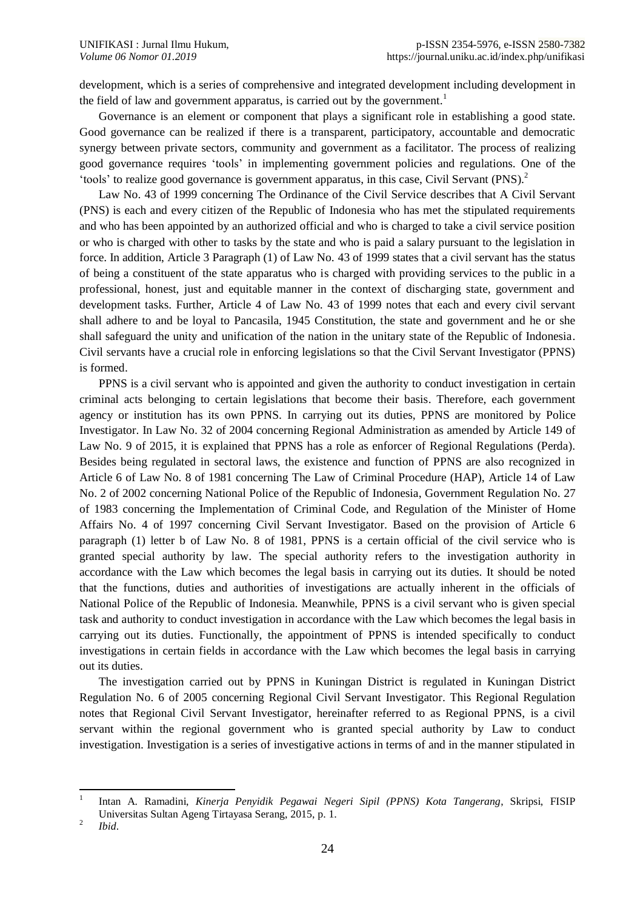development, which is a series of comprehensive and integrated development including development in the field of law and government apparatus, is carried out by the government.[1]

Governance is an element or component that plays a significant role in establishing a good state. Good governance can be realized if there is a transparent, participatory, accountable and democratic synergy between private sectors, community and government as a facilitator. The process of realizing good governance requires 'tools' in implementing government policies and regulations. One of the 'tools' to realize good governance is government apparatus, in this case, Civil Servant (PNS).[2]

Law No. 43 of 1999 concerning The Ordinance of the Civil Service describes that A Civil Servant (PNS) is each and every citizen of the Republic of Indonesia who has met the stipulated requirements and who has been appointed by an authorized official and who is charged to take a civil service position or who is charged with other to tasks by the state and who is paid a salary pursuant to the legislation in force. In addition, Article 3 Paragraph (1) of Law No. 43 of 1999 states that a civil servant has the status of being a constituent of the state apparatus who is charged with providing services to the public in a professional, honest, just and equitable manner in the context of discharging state, government and development tasks. Further, Article 4 of Law No. 43 of 1999 notes that each and every civil servant shall adhere to and be loyal to Pancasila, 1945 Constitution, the state and government and he or she shall safeguard the unity and unification of the nation in the unitary state of the Republic of Indonesia. Civil servants have a crucial role in enforcing legislations so that the Civil Servant Investigator (PPNS) is formed.

PPNS is a civil servant who is appointed and given the authority to conduct investigation in certain criminal acts belonging to certain legislations that become their basis. Therefore, each government agency or institution has its own PPNS. In carrying out its duties, PPNS are monitored by Police Investigator. In Law No. 32 of 2004 concerning Regional Administration as amended by Article 149 of Law No. 9 of 2015, it is explained that PPNS has a role as enforcer of Regional Regulations (Perda). Besides being regulated in sectoral laws, the existence and function of PPNS are also recognized in Article 6 of Law No. 8 of 1981 concerning The Law of Criminal Procedure (HAP), Article 14 of Law No. 2 of 2002 concerning National Police of the Republic of Indonesia, Government Regulation No. 27 of 1983 concerning the Implementation of Criminal Code, and Regulation of the Minister of Home Affairs No. 4 of 1997 concerning Civil Servant Investigator. Based on the provision of Article 6 paragraph (1) letter b of Law No. 8 of 1981, PPNS is a certain official of the civil service who is granted special authority by law. The special authority refers to the investigation authority in accordance with the Law which becomes the legal basis in carrying out its duties. It should be noted that the functions, duties and authorities of investigations are actually inherent in the officials of National Police of the Republic of Indonesia. Meanwhile, PPNS is a civil servant who is given special task and authority to conduct investigation in accordance with the Law which becomes the legal basis in carrying out its duties. Functionally, the appointment of PPNS is intended specifically to conduct investigations in certain fields in accordance with the Law which becomes the legal basis in carrying out its duties.

The investigation carried out by PPNS in Kuningan District is regulated in Kuningan District Regulation No. 6 of 2005 concerning Regional Civil Servant Investigator. This Regional Regulation notes that Regional Civil Servant Investigator, hereinafter referred to as Regional PPNS, is a civil servant within the regional government who is granted special authority by Law to conduct investigation. Investigation is a series of investigative actions in terms of and in the manner stipulated in

---

[1] Intan A. Ramadini, *Kinerja Penyidik Pegawai Negeri Sipil (PPNS) Kota Tangerang*, Skripsi, FISIP Universitas Sultan Ageng Tirtayasa Serang, 2015, p. 1.

[2] *Ibid*.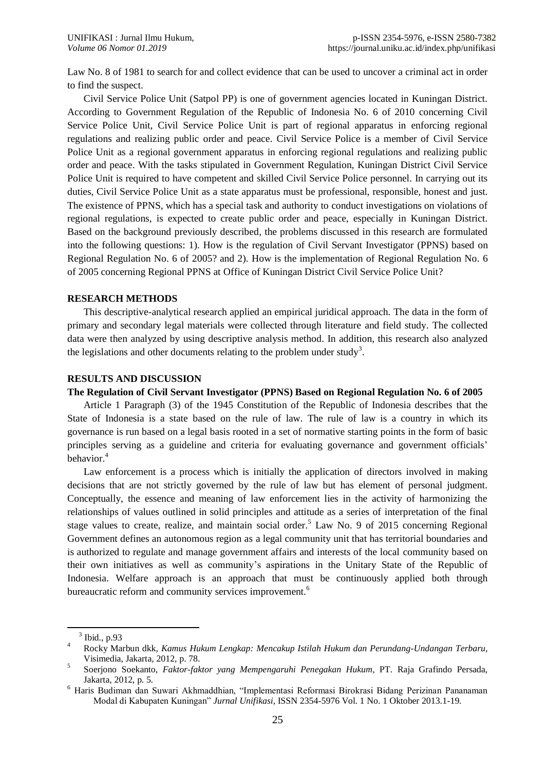Law No. 8 of 1981 to search for and collect evidence that can be used to uncover a criminal act in order to find the suspect.

Civil Service Police Unit (Satpol PP) is one of government agencies located in Kuningan District. According to Government Regulation of the Republic of Indonesia No. 6 of 2010 concerning Civil Service Police Unit, Civil Service Police Unit is part of regional apparatus in enforcing regional regulations and realizing public order and peace. Civil Service Police is a member of Civil Service Police Unit as a regional government apparatus in enforcing regional regulations and realizing public order and peace. With the tasks stipulated in Government Regulation, Kuningan District Civil Service Police Unit is required to have competent and skilled Civil Service Police personnel. In carrying out its duties, Civil Service Police Unit as a state apparatus must be professional, responsible, honest and just. The existence of PPNS, which has a special task and authority to conduct investigations on violations of regional regulations, is expected to create public order and peace, especially in Kuningan District. Based on the background previously described, the problems discussed in this research are formulated into the following questions: 1). How is the regulation of Civil Servant Investigator (PPNS) based on Regional Regulation No. 6 of 2005? and 2). How is the implementation of Regional Regulation No. 6 of 2005 concerning Regional PPNS at Office of Kuningan District Civil Service Police Unit?

## RESEARCH METHODS

This descriptive-analytical research applied an empirical juridical approach. The data in the form of primary and secondary legal materials were collected through literature and field study. The collected data were then analyzed by using descriptive analysis method. In addition, this research also analyzed the legislations and other documents relating to the problem under study[3].

## RESULTS AND DISCUSSION

### The Regulation of Civil Servant Investigator (PPNS) Based on Regional Regulation No. 6 of 2005

Article 1 Paragraph (3) of the 1945 Constitution of the Republic of Indonesia describes that the State of Indonesia is a state based on the rule of law. The rule of law is a country in which its governance is run based on a legal basis rooted in a set of normative starting points in the form of basic principles serving as a guideline and criteria for evaluating governance and government officials' behavior.[4]

Law enforcement is a process which is initially the application of directors involved in making decisions that are not strictly governed by the rule of law but has element of personal judgment. Conceptually, the essence and meaning of law enforcement lies in the activity of harmonizing the relationships of values outlined in solid principles and attitude as a series of interpretation of the final stage values to create, realize, and maintain social order.[5] Law No. 9 of 2015 concerning Regional Government defines an autonomous region as a legal community unit that has territorial boundaries and is authorized to regulate and manage government affairs and interests of the local community based on their own initiatives as well as community's aspirations in the Unitary State of the Republic of Indonesia. Welfare approach is an approach that must be continuously applied both through bureaucratic reform and community services improvement.[6]

---

[3] Ibid., p.93

[4] Rocky Marbun dkk, *Kamus Hukum Lengkap: Mencakup Istilah Hukum dan Perundang-Undangan Terbaru*, Visimedia, Jakarta, 2012, p. 78.

[5] Soerjono Soekanto, *Faktor-faktor yang Mempengaruhi Penegakan Hukum*, PT. Raja Grafindo Persada, Jakarta, 2012, p. 5.

[6] Haris Budiman dan Suwari Akhmaddhian, "Implementasi Reformasi Birokrasi Bidang Perizinan Pananaman Modal di Kabupaten Kuningan" *Jurnal Unifikasi*, ISSN 2354-5976 Vol. 1 No. 1 Oktober 2013.1-19.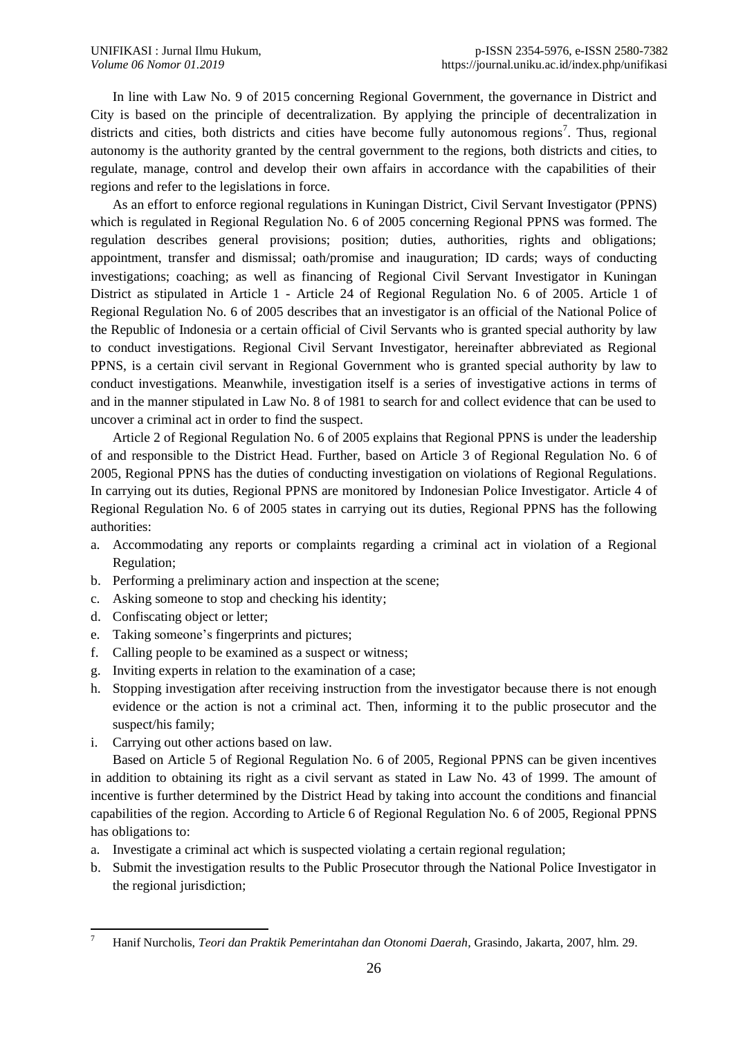In line with Law No. 9 of 2015 concerning Regional Government, the governance in District and City is based on the principle of decentralization. By applying the principle of decentralization in districts and cities, both districts and cities have become fully autonomous regions[7]. Thus, regional autonomy is the authority granted by the central government to the regions, both districts and cities, to regulate, manage, control and develop their own affairs in accordance with the capabilities of their regions and refer to the legislations in force.

As an effort to enforce regional regulations in Kuningan District, Civil Servant Investigator (PPNS) which is regulated in Regional Regulation No. 6 of 2005 concerning Regional PPNS was formed. The regulation describes general provisions; position; duties, authorities, rights and obligations; appointment, transfer and dismissal; oath/promise and inauguration; ID cards; ways of conducting investigations; coaching; as well as financing of Regional Civil Servant Investigator in Kuningan District as stipulated in Article 1 - Article 24 of Regional Regulation No. 6 of 2005. Article 1 of Regional Regulation No. 6 of 2005 describes that an investigator is an official of the National Police of the Republic of Indonesia or a certain official of Civil Servants who is granted special authority by law to conduct investigations. Regional Civil Servant Investigator, hereinafter abbreviated as Regional PPNS, is a certain civil servant in Regional Government who is granted special authority by law to conduct investigations. Meanwhile, investigation itself is a series of investigative actions in terms of and in the manner stipulated in Law No. 8 of 1981 to search for and collect evidence that can be used to uncover a criminal act in order to find the suspect.

Article 2 of Regional Regulation No. 6 of 2005 explains that Regional PPNS is under the leadership of and responsible to the District Head. Further, based on Article 3 of Regional Regulation No. 6 of 2005, Regional PPNS has the duties of conducting investigation on violations of Regional Regulations. In carrying out its duties, Regional PPNS are monitored by Indonesian Police Investigator. Article 4 of Regional Regulation No. 6 of 2005 states in carrying out its duties, Regional PPNS has the following authorities:

a. Accommodating any reports or complaints regarding a criminal act in violation of a Regional Regulation;
b. Performing a preliminary action and inspection at the scene;
c. Asking someone to stop and checking his identity;
d. Confiscating object or letter;
e. Taking someone's fingerprints and pictures;
f. Calling people to be examined as a suspect or witness;
g. Inviting experts in relation to the examination of a case;
h. Stopping investigation after receiving instruction from the investigator because there is not enough evidence or the action is not a criminal act. Then, informing it to the public prosecutor and the suspect/his family;
i. Carrying out other actions based on law.

Based on Article 5 of Regional Regulation No. 6 of 2005, Regional PPNS can be given incentives in addition to obtaining its right as a civil servant as stated in Law No. 43 of 1999. The amount of incentive is further determined by the District Head by taking into account the conditions and financial capabilities of the region. According to Article 6 of Regional Regulation No. 6 of 2005, Regional PPNS has obligations to:

a. Investigate a criminal act which is suspected violating a certain regional regulation;
b. Submit the investigation results to the Public Prosecutor through the National Police Investigator in the regional jurisdiction;

---

[7] Hanif Nurcholis, *Teori dan Praktik Pemerintahan dan Otonomi Daerah*, Grasindo, Jakarta, 2007, hlm. 29.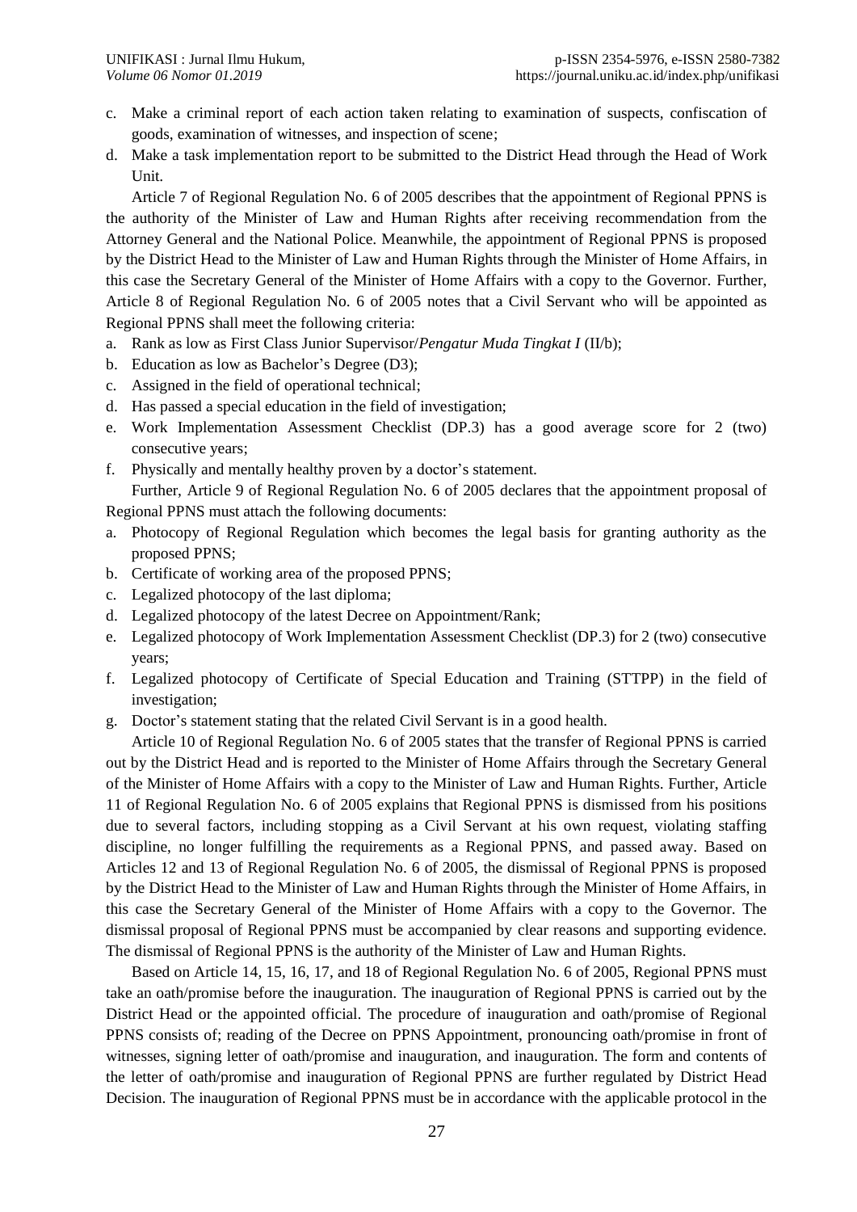c. Make a criminal report of each action taken relating to examination of suspects, confiscation of goods, examination of witnesses, and inspection of scene;
d. Make a task implementation report to be submitted to the District Head through the Head of Work Unit.

Article 7 of Regional Regulation No. 6 of 2005 describes that the appointment of Regional PPNS is the authority of the Minister of Law and Human Rights after receiving recommendation from the Attorney General and the National Police. Meanwhile, the appointment of Regional PPNS is proposed by the District Head to the Minister of Law and Human Rights through the Minister of Home Affairs, in this case the Secretary General of the Minister of Home Affairs with a copy to the Governor. Further, Article 8 of Regional Regulation No. 6 of 2005 notes that a Civil Servant who will be appointed as Regional PPNS shall meet the following criteria:

a. Rank as low as First Class Junior Supervisor/*Pengatur Muda Tingkat I* (II/b);
b. Education as low as Bachelor's Degree (D3);
c. Assigned in the field of operational technical;
d. Has passed a special education in the field of investigation;
e. Work Implementation Assessment Checklist (DP.3) has a good average score for 2 (two) consecutive years;
f. Physically and mentally healthy proven by a doctor's statement.

Further, Article 9 of Regional Regulation No. 6 of 2005 declares that the appointment proposal of Regional PPNS must attach the following documents:

a. Photocopy of Regional Regulation which becomes the legal basis for granting authority as the proposed PPNS;
b. Certificate of working area of the proposed PPNS;
c. Legalized photocopy of the last diploma;
d. Legalized photocopy of the latest Decree on Appointment/Rank;
e. Legalized photocopy of Work Implementation Assessment Checklist (DP.3) for 2 (two) consecutive years;
f. Legalized photocopy of Certificate of Special Education and Training (STTPP) in the field of investigation;
g. Doctor's statement stating that the related Civil Servant is in a good health.

Article 10 of Regional Regulation No. 6 of 2005 states that the transfer of Regional PPNS is carried out by the District Head and is reported to the Minister of Home Affairs through the Secretary General of the Minister of Home Affairs with a copy to the Minister of Law and Human Rights. Further, Article 11 of Regional Regulation No. 6 of 2005 explains that Regional PPNS is dismissed from his positions due to several factors, including stopping as a Civil Servant at his own request, violating staffing discipline, no longer fulfilling the requirements as a Regional PPNS, and passed away. Based on Articles 12 and 13 of Regional Regulation No. 6 of 2005, the dismissal of Regional PPNS is proposed by the District Head to the Minister of Law and Human Rights through the Minister of Home Affairs, in this case the Secretary General of the Minister of Home Affairs with a copy to the Governor. The dismissal proposal of Regional PPNS must be accompanied by clear reasons and supporting evidence. The dismissal of Regional PPNS is the authority of the Minister of Law and Human Rights.

Based on Article 14, 15, 16, 17, and 18 of Regional Regulation No. 6 of 2005, Regional PPNS must take an oath/promise before the inauguration. The inauguration of Regional PPNS is carried out by the District Head or the appointed official. The procedure of inauguration and oath/promise of Regional PPNS consists of; reading of the Decree on PPNS Appointment, pronouncing oath/promise in front of witnesses, signing letter of oath/promise and inauguration, and inauguration. The form and contents of the letter of oath/promise and inauguration of Regional PPNS are further regulated by District Head Decision. The inauguration of Regional PPNS must be in accordance with the applicable protocol in the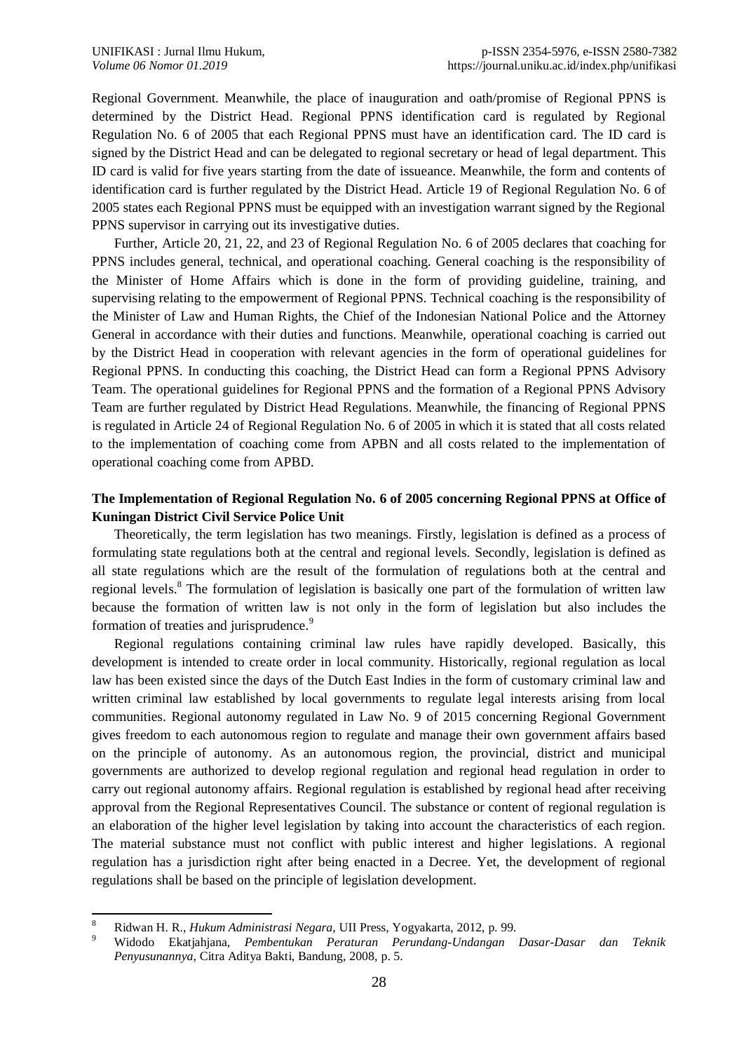Regional Government. Meanwhile, the place of inauguration and oath/promise of Regional PPNS is determined by the District Head. Regional PPNS identification card is regulated by Regional Regulation No. 6 of 2005 that each Regional PPNS must have an identification card. The ID card is signed by the District Head and can be delegated to regional secretary or head of legal department. This ID card is valid for five years starting from the date of issueance. Meanwhile, the form and contents of identification card is further regulated by the District Head. Article 19 of Regional Regulation No. 6 of 2005 states each Regional PPNS must be equipped with an investigation warrant signed by the Regional PPNS supervisor in carrying out its investigative duties.

Further, Article 20, 21, 22, and 23 of Regional Regulation No. 6 of 2005 declares that coaching for PPNS includes general, technical, and operational coaching. General coaching is the responsibility of the Minister of Home Affairs which is done in the form of providing guideline, training, and supervising relating to the empowerment of Regional PPNS. Technical coaching is the responsibility of the Minister of Law and Human Rights, the Chief of the Indonesian National Police and the Attorney General in accordance with their duties and functions. Meanwhile, operational coaching is carried out by the District Head in cooperation with relevant agencies in the form of operational guidelines for Regional PPNS. In conducting this coaching, the District Head can form a Regional PPNS Advisory Team. The operational guidelines for Regional PPNS and the formation of a Regional PPNS Advisory Team are further regulated by District Head Regulations. Meanwhile, the financing of Regional PPNS is regulated in Article 24 of Regional Regulation No. 6 of 2005 in which it is stated that all costs related to the implementation of coaching come from APBN and all costs related to the implementation of operational coaching come from APBD.

**The Implementation of Regional Regulation No. 6 of 2005 concerning Regional PPNS at Office of Kuningan District Civil Service Police Unit**

Theoretically, the term legislation has two meanings. Firstly, legislation is defined as a process of formulating state regulations both at the central and regional levels. Secondly, legislation is defined as all state regulations which are the result of the formulation of regulations both at the central and regional levels.[8] The formulation of legislation is basically one part of the formulation of written law because the formation of written law is not only in the form of legislation but also includes the formation of treaties and jurisprudence.[9]

Regional regulations containing criminal law rules have rapidly developed. Basically, this development is intended to create order in local community. Historically, regional regulation as local law has been existed since the days of the Dutch East Indies in the form of customary criminal law and written criminal law established by local governments to regulate legal interests arising from local communities. Regional autonomy regulated in Law No. 9 of 2015 concerning Regional Government gives freedom to each autonomous region to regulate and manage their own government affairs based on the principle of autonomy. As an autonomous region, the provincial, district and municipal governments are authorized to develop regional regulation and regional head regulation in order to carry out regional autonomy affairs. Regional regulation is established by regional head after receiving approval from the Regional Representatives Council. The substance or content of regional regulation is an elaboration of the higher level legislation by taking into account the characteristics of each region. The material substance must not conflict with public interest and higher legislations. A regional regulation has a jurisdiction right after being enacted in a Decree. Yet, the development of regional regulations shall be based on the principle of legislation development.

[8] Ridwan H. R., *Hukum Administrasi Negara*, UII Press, Yogyakarta, 2012, p. 99.

[9] Widodo Ekatjahjana, *Pembentukan Peraturan Perundang-Undangan Dasar-Dasar dan Teknik Penyusunannya*, Citra Aditya Bakti, Bandung, 2008, p. 5.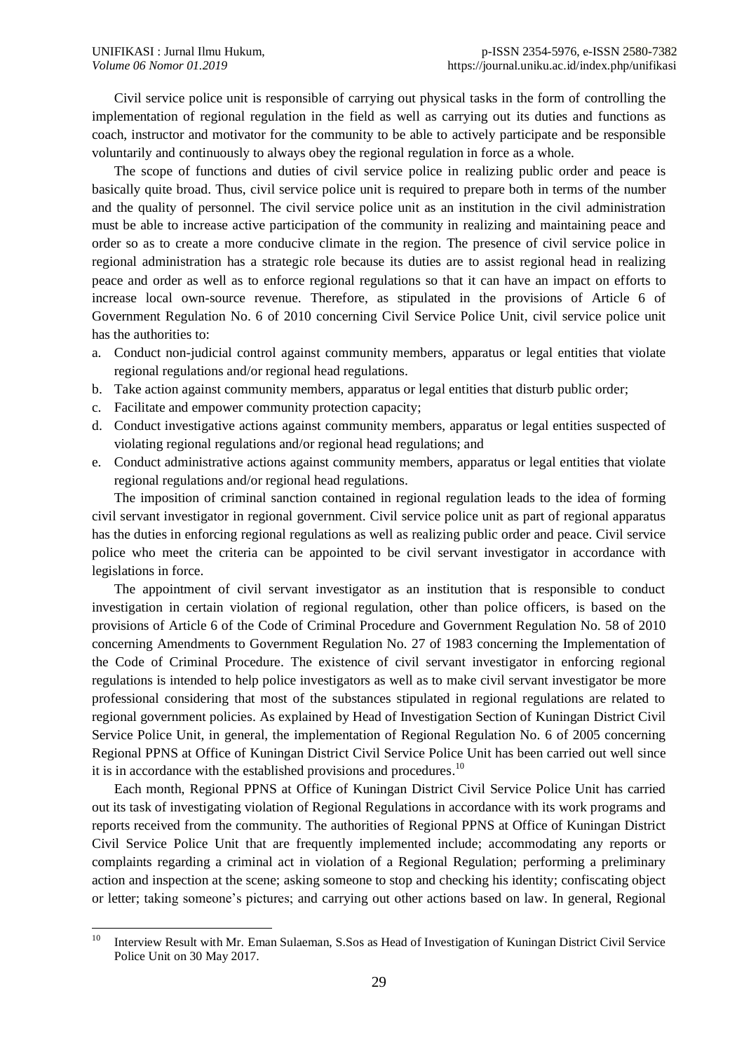Civil service police unit is responsible of carrying out physical tasks in the form of controlling the implementation of regional regulation in the field as well as carrying out its duties and functions as coach, instructor and motivator for the community to be able to actively participate and be responsible voluntarily and continuously to always obey the regional regulation in force as a whole.

The scope of functions and duties of civil service police in realizing public order and peace is basically quite broad. Thus, civil service police unit is required to prepare both in terms of the number and the quality of personnel. The civil service police unit as an institution in the civil administration must be able to increase active participation of the community in realizing and maintaining peace and order so as to create a more conducive climate in the region. The presence of civil service police in regional administration has a strategic role because its duties are to assist regional head in realizing peace and order as well as to enforce regional regulations so that it can have an impact on efforts to increase local own-source revenue. Therefore, as stipulated in the provisions of Article 6 of Government Regulation No. 6 of 2010 concerning Civil Service Police Unit, civil service police unit has the authorities to:

a. Conduct non-judicial control against community members, apparatus or legal entities that violate regional regulations and/or regional head regulations.
b. Take action against community members, apparatus or legal entities that disturb public order;
c. Facilitate and empower community protection capacity;
d. Conduct investigative actions against community members, apparatus or legal entities suspected of violating regional regulations and/or regional head regulations; and
e. Conduct administrative actions against community members, apparatus or legal entities that violate regional regulations and/or regional head regulations.

The imposition of criminal sanction contained in regional regulation leads to the idea of forming civil servant investigator in regional government. Civil service police unit as part of regional apparatus has the duties in enforcing regional regulations as well as realizing public order and peace. Civil service police who meet the criteria can be appointed to be civil servant investigator in accordance with legislations in force.

The appointment of civil servant investigator as an institution that is responsible to conduct investigation in certain violation of regional regulation, other than police officers, is based on the provisions of Article 6 of the Code of Criminal Procedure and Government Regulation No. 58 of 2010 concerning Amendments to Government Regulation No. 27 of 1983 concerning the Implementation of the Code of Criminal Procedure. The existence of civil servant investigator in enforcing regional regulations is intended to help police investigators as well as to make civil servant investigator be more professional considering that most of the substances stipulated in regional regulations are related to regional government policies. As explained by Head of Investigation Section of Kuningan District Civil Service Police Unit, in general, the implementation of Regional Regulation No. 6 of 2005 concerning Regional PPNS at Office of Kuningan District Civil Service Police Unit has been carried out well since it is in accordance with the established provisions and procedures.[10]

Each month, Regional PPNS at Office of Kuningan District Civil Service Police Unit has carried out its task of investigating violation of Regional Regulations in accordance with its work programs and reports received from the community. The authorities of Regional PPNS at Office of Kuningan District Civil Service Police Unit that are frequently implemented include; accommodating any reports or complaints regarding a criminal act in violation of a Regional Regulation; performing a preliminary action and inspection at the scene; asking someone to stop and checking his identity; confiscating object or letter; taking someone's pictures; and carrying out other actions based on law. In general, Regional

[10] Interview Result with Mr. Eman Sulaeman, S.Sos as Head of Investigation of Kuningan District Civil Service Police Unit on 30 May 2017.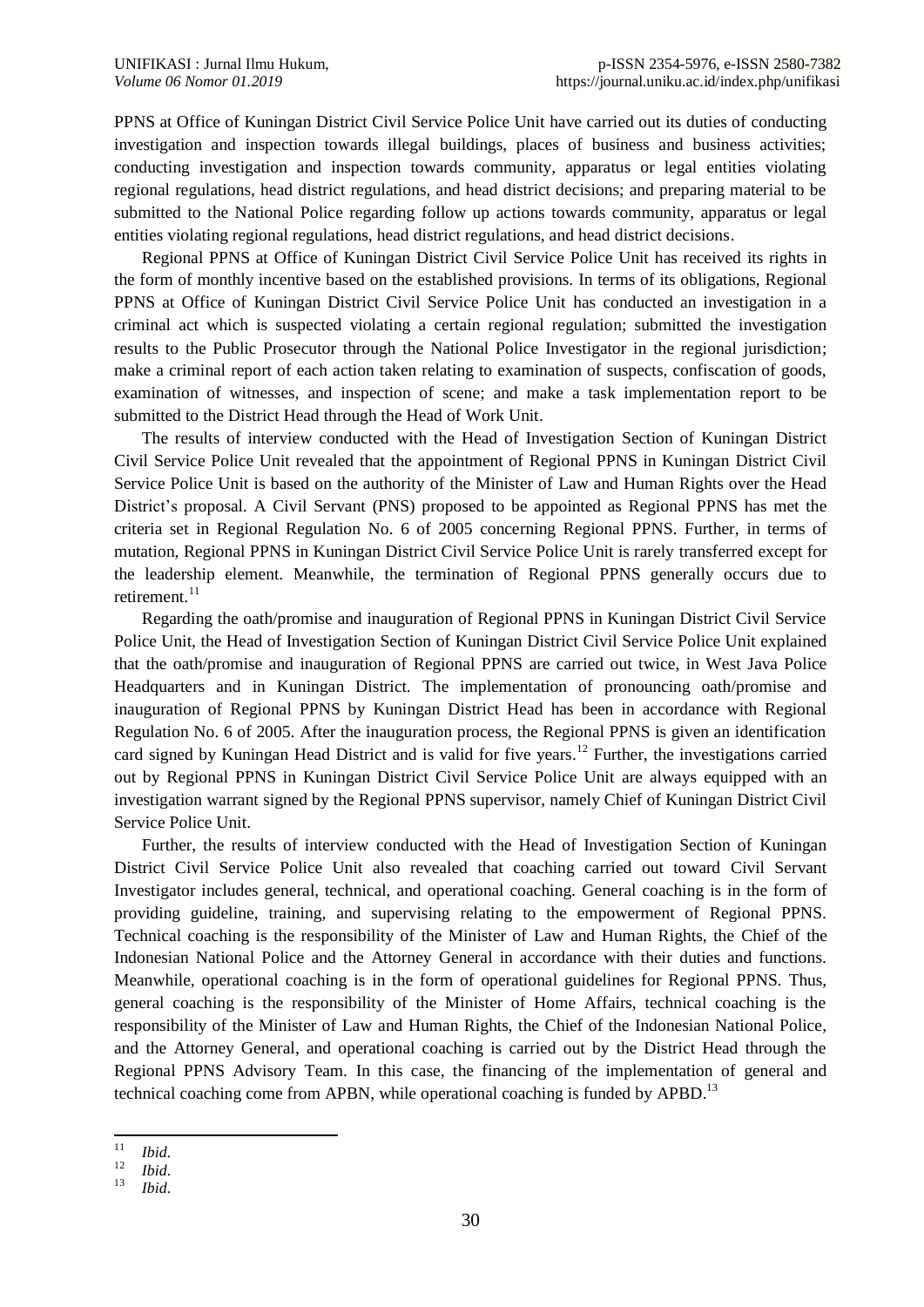PPNS at Office of Kuningan District Civil Service Police Unit have carried out its duties of conducting investigation and inspection towards illegal buildings, places of business and business activities; conducting investigation and inspection towards community, apparatus or legal entities violating regional regulations, head district regulations, and head district decisions; and preparing material to be submitted to the National Police regarding follow up actions towards community, apparatus or legal entities violating regional regulations, head district regulations, and head district decisions.

Regional PPNS at Office of Kuningan District Civil Service Police Unit has received its rights in the form of monthly incentive based on the established provisions. In terms of its obligations, Regional PPNS at Office of Kuningan District Civil Service Police Unit has conducted an investigation in a criminal act which is suspected violating a certain regional regulation; submitted the investigation results to the Public Prosecutor through the National Police Investigator in the regional jurisdiction; make a criminal report of each action taken relating to examination of suspects, confiscation of goods, examination of witnesses, and inspection of scene; and make a task implementation report to be submitted to the District Head through the Head of Work Unit.

The results of interview conducted with the Head of Investigation Section of Kuningan District Civil Service Police Unit revealed that the appointment of Regional PPNS in Kuningan District Civil Service Police Unit is based on the authority of the Minister of Law and Human Rights over the Head District's proposal. A Civil Servant (PNS) proposed to be appointed as Regional PPNS has met the criteria set in Regional Regulation No. 6 of 2005 concerning Regional PPNS. Further, in terms of mutation, Regional PPNS in Kuningan District Civil Service Police Unit is rarely transferred except for the leadership element. Meanwhile, the termination of Regional PPNS generally occurs due to retirement.[11]

Regarding the oath/promise and inauguration of Regional PPNS in Kuningan District Civil Service Police Unit, the Head of Investigation Section of Kuningan District Civil Service Police Unit explained that the oath/promise and inauguration of Regional PPNS are carried out twice, in West Java Police Headquarters and in Kuningan District. The implementation of pronouncing oath/promise and inauguration of Regional PPNS by Kuningan District Head has been in accordance with Regional Regulation No. 6 of 2005. After the inauguration process, the Regional PPNS is given an identification card signed by Kuningan Head District and is valid for five years.[12] Further, the investigations carried out by Regional PPNS in Kuningan District Civil Service Police Unit are always equipped with an investigation warrant signed by the Regional PPNS supervisor, namely Chief of Kuningan District Civil Service Police Unit.

Further, the results of interview conducted with the Head of Investigation Section of Kuningan District Civil Service Police Unit also revealed that coaching carried out toward Civil Servant Investigator includes general, technical, and operational coaching. General coaching is in the form of providing guideline, training, and supervising relating to the empowerment of Regional PPNS. Technical coaching is the responsibility of the Minister of Law and Human Rights, the Chief of the Indonesian National Police and the Attorney General in accordance with their duties and functions. Meanwhile, operational coaching is in the form of operational guidelines for Regional PPNS. Thus, general coaching is the responsibility of the Minister of Home Affairs, technical coaching is the responsibility of the Minister of Law and Human Rights, the Chief of the Indonesian National Police, and the Attorney General, and operational coaching is carried out by the District Head through the Regional PPNS Advisory Team. In this case, the financing of the implementation of general and technical coaching come from APBN, while operational coaching is funded by APBD.[13]

---

[11] *Ibid*.

[12] *Ibid*.

[13] *Ibid*.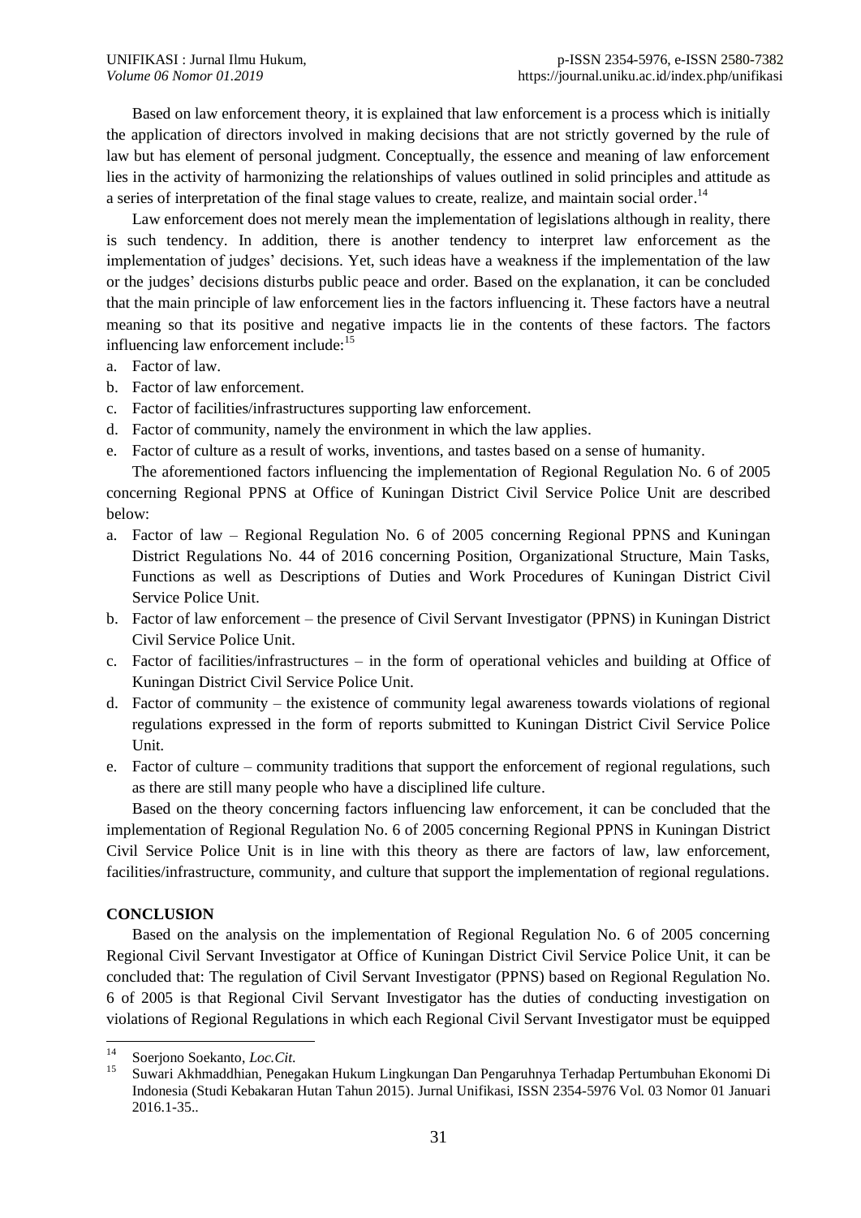Based on law enforcement theory, it is explained that law enforcement is a process which is initially the application of directors involved in making decisions that are not strictly governed by the rule of law but has element of personal judgment. Conceptually, the essence and meaning of law enforcement lies in the activity of harmonizing the relationships of values outlined in solid principles and attitude as a series of interpretation of the final stage values to create, realize, and maintain social order.[14]

Law enforcement does not merely mean the implementation of legislations although in reality, there is such tendency. In addition, there is another tendency to interpret law enforcement as the implementation of judges' decisions. Yet, such ideas have a weakness if the implementation of the law or the judges' decisions disturbs public peace and order. Based on the explanation, it can be concluded that the main principle of law enforcement lies in the factors influencing it. These factors have a neutral meaning so that its positive and negative impacts lie in the contents of these factors. The factors influencing law enforcement include:[15]

a. Factor of law.
b. Factor of law enforcement.
c. Factor of facilities/infrastructures supporting law enforcement.
d. Factor of community, namely the environment in which the law applies.
e. Factor of culture as a result of works, inventions, and tastes based on a sense of humanity.

The aforementioned factors influencing the implementation of Regional Regulation No. 6 of 2005 concerning Regional PPNS at Office of Kuningan District Civil Service Police Unit are described below:

a. Factor of law – Regional Regulation No. 6 of 2005 concerning Regional PPNS and Kuningan District Regulations No. 44 of 2016 concerning Position, Organizational Structure, Main Tasks, Functions as well as Descriptions of Duties and Work Procedures of Kuningan District Civil Service Police Unit.
b. Factor of law enforcement – the presence of Civil Servant Investigator (PPNS) in Kuningan District Civil Service Police Unit.
c. Factor of facilities/infrastructures – in the form of operational vehicles and building at Office of Kuningan District Civil Service Police Unit.
d. Factor of community – the existence of community legal awareness towards violations of regional regulations expressed in the form of reports submitted to Kuningan District Civil Service Police Unit.
e. Factor of culture – community traditions that support the enforcement of regional regulations, such as there are still many people who have a disciplined life culture.

Based on the theory concerning factors influencing law enforcement, it can be concluded that the implementation of Regional Regulation No. 6 of 2005 concerning Regional PPNS in Kuningan District Civil Service Police Unit is in line with this theory as there are factors of law, law enforcement, facilities/infrastructure, community, and culture that support the implementation of regional regulations.

## CONCLUSION

Based on the analysis on the implementation of Regional Regulation No. 6 of 2005 concerning Regional Civil Servant Investigator at Office of Kuningan District Civil Service Police Unit, it can be concluded that: The regulation of Civil Servant Investigator (PPNS) based on Regional Regulation No. 6 of 2005 is that Regional Civil Servant Investigator has the duties of conducting investigation on violations of Regional Regulations in which each Regional Civil Servant Investigator must be equipped

---

[14] Soerjono Soekanto, *Loc.Cit*.

[15] Suwari Akhmaddhian, Penegakan Hukum Lingkungan Dan Pengaruhnya Terhadap Pertumbuhan Ekonomi Di Indonesia (Studi Kebakaran Hutan Tahun 2015). Jurnal Unifikasi, ISSN 2354-5976 Vol. 03 Nomor 01 Januari 2016.1-35..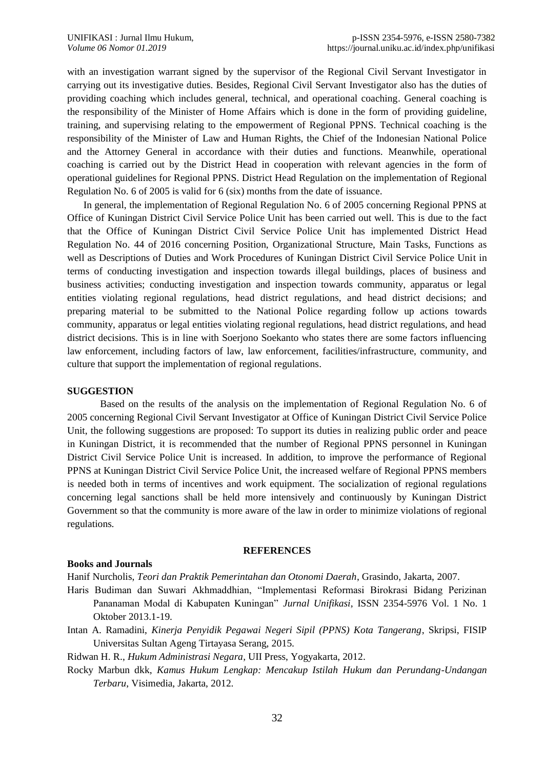with an investigation warrant signed by the supervisor of the Regional Civil Servant Investigator in carrying out its investigative duties. Besides, Regional Civil Servant Investigator also has the duties of providing coaching which includes general, technical, and operational coaching. General coaching is the responsibility of the Minister of Home Affairs which is done in the form of providing guideline, training, and supervising relating to the empowerment of Regional PPNS. Technical coaching is the responsibility of the Minister of Law and Human Rights, the Chief of the Indonesian National Police and the Attorney General in accordance with their duties and functions. Meanwhile, operational coaching is carried out by the District Head in cooperation with relevant agencies in the form of operational guidelines for Regional PPNS. District Head Regulation on the implementation of Regional Regulation No. 6 of 2005 is valid for 6 (six) months from the date of issuance.

In general, the implementation of Regional Regulation No. 6 of 2005 concerning Regional PPNS at Office of Kuningan District Civil Service Police Unit has been carried out well. This is due to the fact that the Office of Kuningan District Civil Service Police Unit has implemented District Head Regulation No. 44 of 2016 concerning Position, Organizational Structure, Main Tasks, Functions as well as Descriptions of Duties and Work Procedures of Kuningan District Civil Service Police Unit in terms of conducting investigation and inspection towards illegal buildings, places of business and business activities; conducting investigation and inspection towards community, apparatus or legal entities violating regional regulations, head district regulations, and head district decisions; and preparing material to be submitted to the National Police regarding follow up actions towards community, apparatus or legal entities violating regional regulations, head district regulations, and head district decisions. This is in line with Soerjono Soekanto who states there are some factors influencing law enforcement, including factors of law, law enforcement, facilities/infrastructure, community, and culture that support the implementation of regional regulations.

## SUGGESTION

Based on the results of the analysis on the implementation of Regional Regulation No. 6 of 2005 concerning Regional Civil Servant Investigator at Office of Kuningan District Civil Service Police Unit, the following suggestions are proposed: To support its duties in realizing public order and peace in Kuningan District, it is recommended that the number of Regional PPNS personnel in Kuningan District Civil Service Police Unit is increased. In addition, to improve the performance of Regional PPNS at Kuningan District Civil Service Police Unit, the increased welfare of Regional PPNS members is needed both in terms of incentives and work equipment. The socialization of regional regulations concerning legal sanctions shall be held more intensively and continuously by Kuningan District Government so that the community is more aware of the law in order to minimize violations of regional regulations.

## REFERENCES

### Books and Journals

Hanif Nurcholis, *Teori dan Praktik Pemerintahan dan Otonomi Daerah*, Grasindo, Jakarta, 2007.

Haris Budiman dan Suwari Akhmaddhian, "Implementasi Reformasi Birokrasi Bidang Perizinan Pananaman Modal di Kabupaten Kuningan" *Jurnal Unifikasi*, ISSN 2354-5976 Vol. 1 No. 1 Oktober 2013.1-19.

Intan A. Ramadini, *Kinerja Penyidik Pegawai Negeri Sipil (PPNS) Kota Tangerang*, Skripsi, FISIP Universitas Sultan Ageng Tirtayasa Serang, 2015.

Ridwan H. R., *Hukum Administrasi Negara*, UII Press, Yogyakarta, 2012.

Rocky Marbun dkk, *Kamus Hukum Lengkap: Mencakup Istilah Hukum dan Perundang-Undangan Terbaru*, Visimedia, Jakarta, 2012.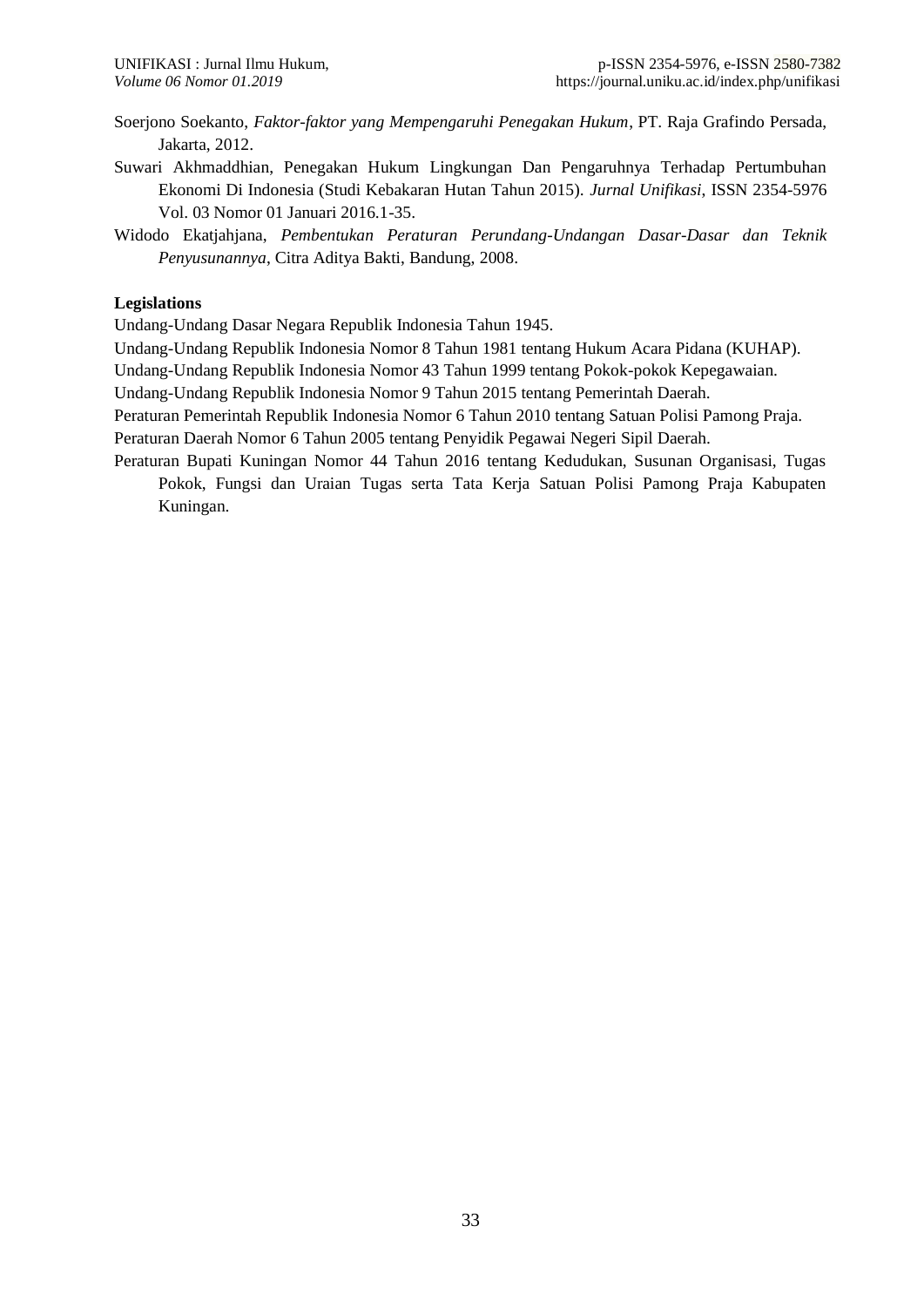Soerjono Soekanto, *Faktor-faktor yang Mempengaruhi Penegakan Hukum*, PT. Raja Grafindo Persada, Jakarta, 2012.

Suwari Akhmaddhian, Penegakan Hukum Lingkungan Dan Pengaruhnya Terhadap Pertumbuhan Ekonomi Di Indonesia (Studi Kebakaran Hutan Tahun 2015). *Jurnal Unifikasi*, ISSN 2354-5976 Vol. 03 Nomor 01 Januari 2016.1-35.

Widodo Ekatjahjana, *Pembentukan Peraturan Perundang-Undangan Dasar-Dasar dan Teknik Penyusunannya*, Citra Aditya Bakti, Bandung, 2008.

**Legislations**

Undang-Undang Dasar Negara Republik Indonesia Tahun 1945.

Undang-Undang Republik Indonesia Nomor 8 Tahun 1981 tentang Hukum Acara Pidana (KUHAP).

Undang-Undang Republik Indonesia Nomor 43 Tahun 1999 tentang Pokok-pokok Kepegawaian.

Undang-Undang Republik Indonesia Nomor 9 Tahun 2015 tentang Pemerintah Daerah.

Peraturan Pemerintah Republik Indonesia Nomor 6 Tahun 2010 tentang Satuan Polisi Pamong Praja.

Peraturan Daerah Nomor 6 Tahun 2005 tentang Penyidik Pegawai Negeri Sipil Daerah.

Peraturan Bupati Kuningan Nomor 44 Tahun 2016 tentang Kedudukan, Susunan Organisasi, Tugas Pokok, Fungsi dan Uraian Tugas serta Tata Kerja Satuan Polisi Pamong Praja Kabupaten Kuningan.